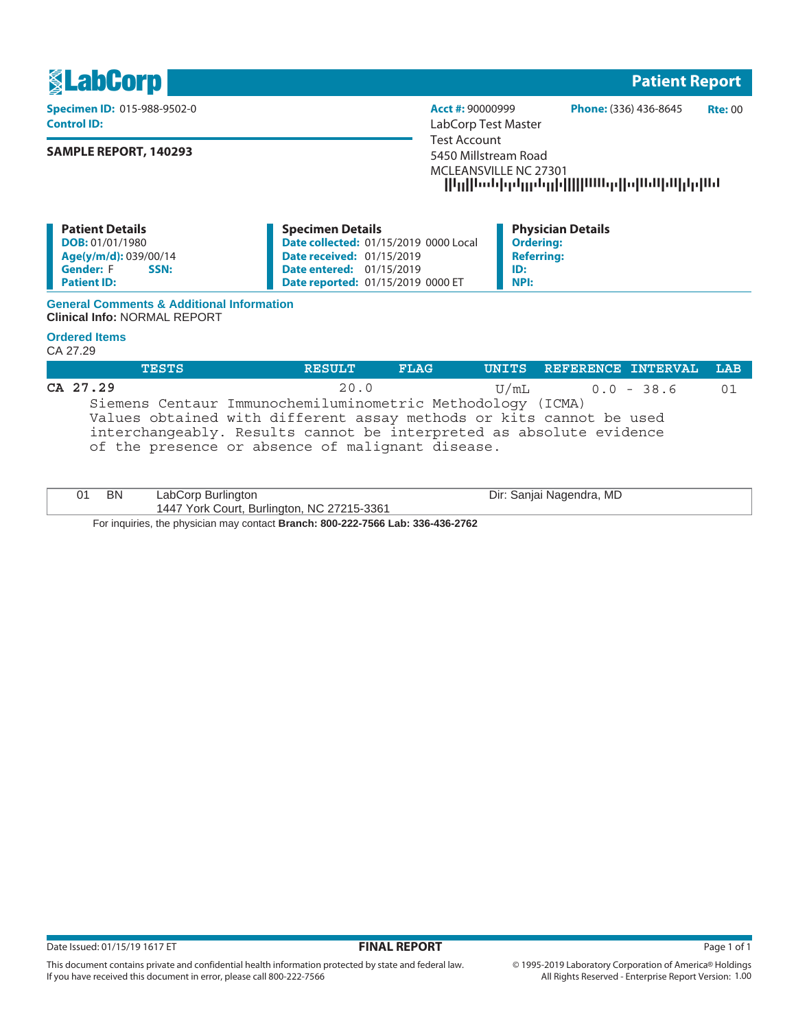# LabCorp

## Patient Report

**Specimen ID:** 015-988-9502-0
**Control ID:**

**SAMPLE REPORT, 140293**

**Acct #:** 90000999 **Phone:** (336) 436-8645 **Rte:** 00

LabCorp Test Master
Test Account
5450 Millstream Road
MCLEANSVILLE NC 27301

**Patient Details**
**DOB:** 01/01/1980
**Age(y/m/d):** 039/00/14
**Gender:** F **SSN:**
**Patient ID:**

**Specimen Details**
**Date collected:** 01/15/2019 0000 Local
**Date received:** 01/15/2019
**Date entered:** 01/15/2019
**Date reported:** 01/15/2019 0000 ET

**Physician Details**
**Ordering:**
**Referring:**
**ID:**
**NPI:**

### General Comments & Additional Information

**Clinical Info:** NORMAL REPORT

### Ordered Items

CA 27.29

| TESTS | RESULT | FLAG | UNITS | REFERENCE INTERVAL | LAB |
|---|---|---|---|---|---|
| **CA 27.29** | 20.0 | | U/mL | 0.0 - 38.6 | 01 |

Siemens Centaur Immunochemiluminometric Methodology (ICMA)
Values obtained with different assay methods or kits cannot be used interchangeably. Results cannot be interpreted as absolute evidence of the presence or absence of malignant disease.

| | | | |
|---|---|---|---|
| 01 | BN | LabCorp Burlington<br>1447 York Court, Burlington, NC 27215-3361 | Dir: Sanjai Nagendra, MD |

For inquiries, the physician may contact **Branch: 800-222-7566 Lab: 336-436-2762**

Date Issued: 01/15/19 1617 ET

**FINAL REPORT**

This document contains private and confidential health information protected by state and federal law.
If you have received this document in error, please call 800-222-7566

© 1995-2019 Laboratory Corporation of America® Holdings
All Rights Reserved - Enterprise Report Version: 1.00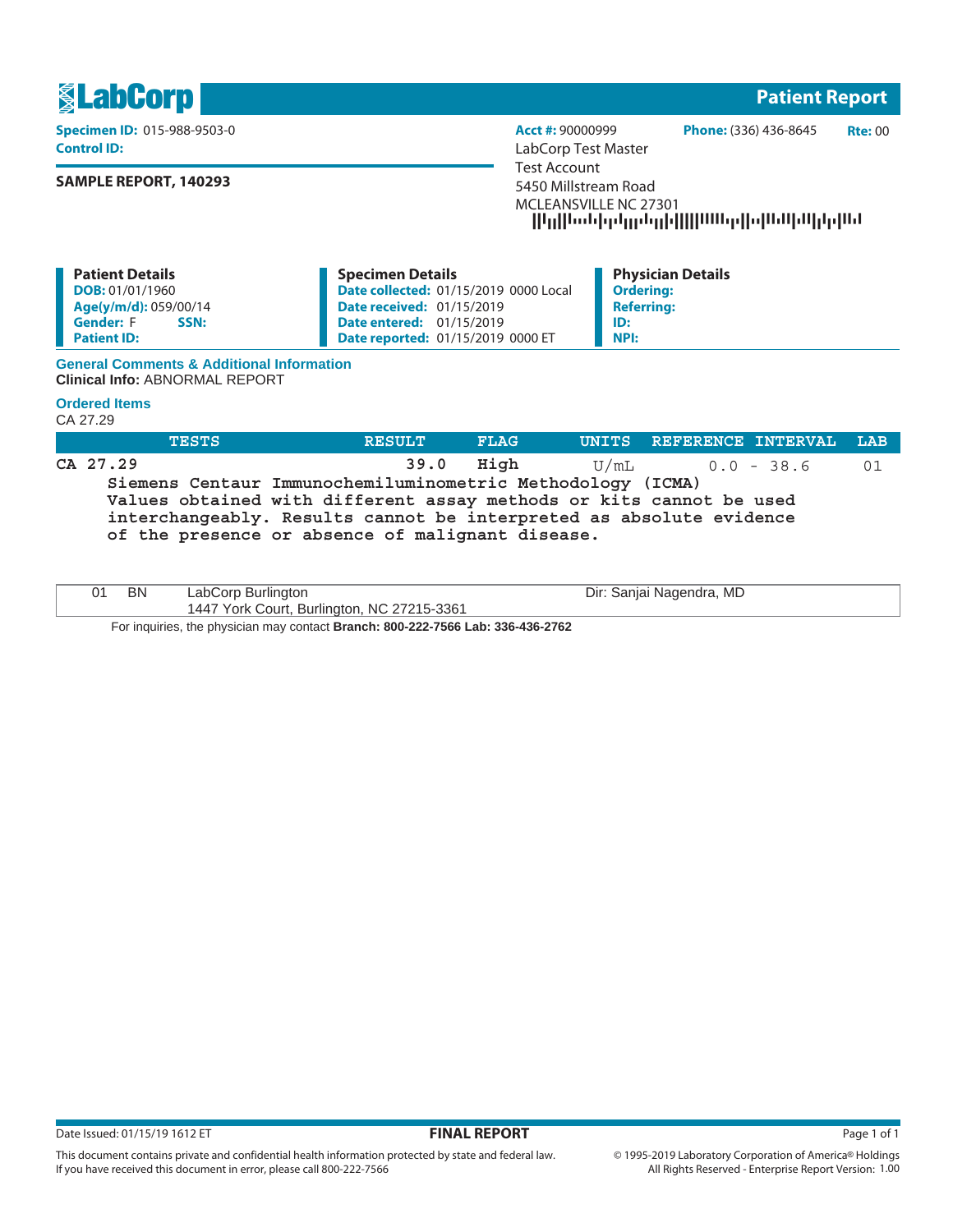# LabCorp — Patient Report

**Specimen ID:** 015-988-9503-0
**Control ID:**

**SAMPLE REPORT, 140293**

**Acct #:** 90000999 **Phone:** (336) 436-8645 **Rte:** 00
LabCorp Test Master
Test Account
5450 Millstream Road
MCLEANSVILLE NC 27301

| Patient Details | Specimen Details | Physician Details |
|---|---|---|
| **DOB:** 01/01/1960 | **Date collected:** 01/15/2019 0000 Local | **Ordering:** |
| **Age(y/m/d):** 059/00/14 | **Date received:** 01/15/2019 | **Referring:** |
| **Gender:** F **SSN:** | **Date entered:** 01/15/2019 | **ID:** |
| **Patient ID:** | **Date reported:** 01/15/2019 0000 ET | **NPI:** |

### General Comments & Additional Information

**Clinical Info:** ABNORMAL REPORT

### Ordered Items

CA 27.29

| TESTS | RESULT | FLAG | UNITS | REFERENCE INTERVAL | LAB |
|---|---|---|---|---|---|
| **CA 27.29** | **39.0** | **High** | U/mL | 0.0 - 38.6 | 01 |

Siemens Centaur Immunochemiluminometric Methodology (ICMA)
Values obtained with different assay methods or kits cannot be used interchangeably. Results cannot be interpreted as absolute evidence of the presence or absence of malignant disease.

| | | | |
|---|---|---|---|
| 01 | BN | LabCorp Burlington<br>1447 York Court, Burlington, NC 27215-3361 | Dir: Sanjai Nagendra, MD |

For inquiries, the physician may contact **Branch: 800-222-7566 Lab: 336-436-2762**

Date Issued: 01/15/19 1612 ET

**FINAL REPORT**

This document contains private and confidential health information protected by state and federal law.
If you have received this document in error, please call 800-222-7566

© 1995-2019 Laboratory Corporation of America® Holdings
All Rights Reserved - Enterprise Report Version: 1.00